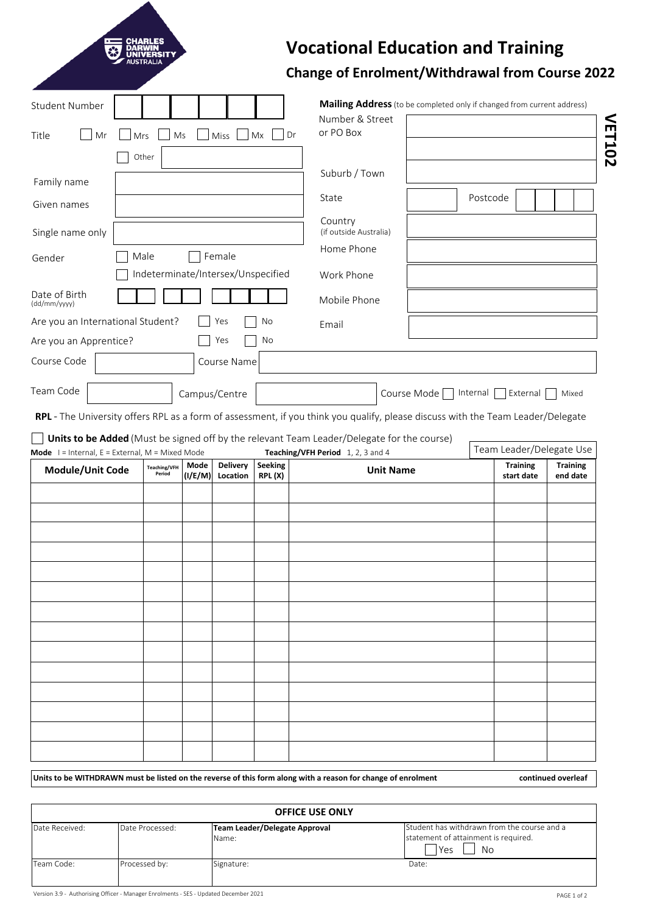CHARLES DARWIN UNIVERSITY AUSTRALIA

# Vocational Education and Training

## Change of Enrolment/Withdrawal from Course 2022

VET102

Student Number ☐☐☐☐☐☐

Title ☐ Mr ☐ Mrs ☐ Ms ☐ Miss ☐ Mx ☐ Dr

☐ Other ____________

Family name ____________

Given names ____________

Single name only ____________

Gender ☐ Male ☐ Female

☐ Indeterminate/Intersex/Unspecified

Date of Birth (dd/mm/yyyy) ☐☐ ☐☐ ☐☐☐☐

Are you an International Student? ☐ Yes ☐ No

Are you an Apprentice? ☐ Yes ☐ No

**Mailing Address** (to be completed only if changed from current address)

Number & Street or PO Box ____________

Suburb / Town ____________

State ____________ Postcode ☐☐☐☐

Country (if outside Australia) ____________

Home Phone ____________

Work Phone ____________

Mobile Phone ____________

Email ____________

Course Code ____________ Course Name ____________

Team Code ____________ Campus/Centre ____________ Course Mode ☐ Internal ☐ External ☐ Mixed

**RPL** - The University offers RPL as a form of assessment, if you think you qualify, please discuss with the Team Leader/Delegate

☐ **Units to be Added** (Must be signed off by the relevant Team Leader/Delegate for the course)

**Mode** I = Internal, E = External, M = Mixed Mode **Teaching/VFH Period** 1, 2, 3 and 4

| Module/Unit Code | Teaching/VFH Period | Mode (I/E/M) | Delivery Location | Seeking RPL (X) | Unit Name | Team Leader/Delegate Use: Training start date | Training end date |
|---|---|---|---|---|---|---|---|
| | | | | | | | |
| | | | | | | | |
| | | | | | | | |
| | | | | | | | |
| | | | | | | | |
| | | | | | | | |
| | | | | | | | |
| | | | | | | | |
| | | | | | | | |
| | | | | | | | |
| | | | | | | | |
| | | | | | | | |
| | | | | | | | |
| | | | | | | | |

**Units to be WITHDRAWN must be listed on the reverse of this form along with a reason for change of enrolment** **continued overleaf**

| **OFFICE USE ONLY** | | | |
|---|---|---|---|
| Date Received: | Date Processed: | **Team Leader/Delegate Approval** Name: | Student has withdrawn from the course and a statement of attainment is required. ☐ Yes ☐ No |
| Team Code: | Processed by: | Signature: | Date: |

Version 3.9 - Authorising Officer - Manager Enrolments - SES - Updated December 2021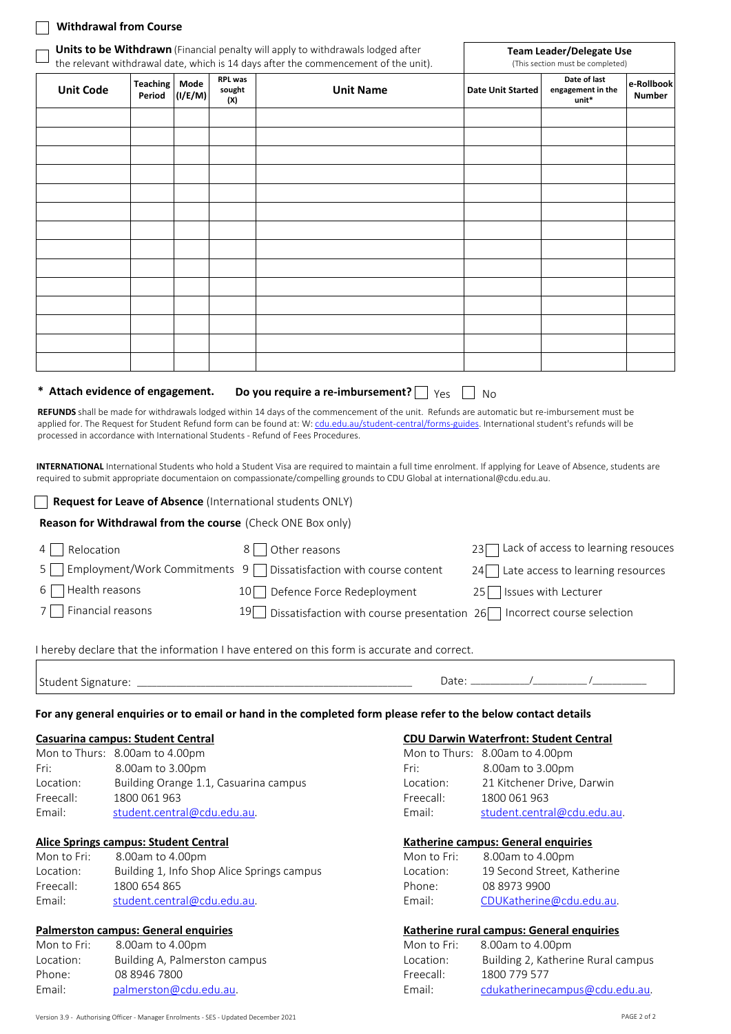☐ **Withdrawal from Course**

☐ **Units to be Withdrawn** (Financial penalty will apply to withdrawals lodged after the relevant withdrawal date, which is 14 days after the commencement of the unit).

| Unit Code | Teaching Period | Mode (I/E/M) | RPL was sought (X) | Unit Name | Team Leader/Delegate Use (This section must be completed) | | |
|---|---|---|---|---|---|---|---|
| | | | | | Date Unit Started | Date of last engagement in the unit* | e-Rollbook Number |
| | | | | | | | |
| | | | | | | | |
| | | | | | | | |
| | | | | | | | |
| | | | | | | | |
| | | | | | | | |
| | | | | | | | |
| | | | | | | | |
| | | | | | | | |
| | | | | | | | |
| | | | | | | | |
| | | | | | | | |
| | | | | | | | |
| | | | | | | | |

**\* Attach evidence of engagement.** **Do you require a re-imbursement?** ☐ Yes ☐ No

**REFUNDS** shall be made for withdrawals lodged within 14 days of the commencement of the unit. Refunds are automatic but re-imbursement must be applied for. The Request for Student Refund form can be found at: W: cdu.edu.au/student-central/forms-guides. International student's refunds will be processed in accordance with International Students - Refund of Fees Procedures.

**INTERNATIONAL** International Students who hold a Student Visa are required to maintain a full time enrolment. If applying for Leave of Absence, students are required to submit appropriate documentaion on compassionate/compelling grounds to CDU Global at international@cdu.edu.au.

☐ **Request for Leave of Absence** (International students ONLY)

**Reason for Withdrawal from the course** (Check ONE Box only)

- 4 ☐ Relocation
- 5 ☐ Employment/Work Commitments
- 6 ☐ Health reasons
- 7 ☐ Financial reasons
- 8 ☐ Other reasons
- 9 ☐ Dissatisfaction with course content
- 10 ☐ Defence Force Redeployment
- 19 ☐ Dissatisfaction with course presentation
- 23 ☐ Lack of access to learning resouces
- 24 ☐ Late access to learning resources
- 25 ☐ Issues with Lecturer
- 26 ☐ Incorrect course selection

I hereby declare that the information I have entered on this form is accurate and correct.

Student Signature: ______________________________________________ Date: _________/_________/_________

**For any general enquiries or to email or hand in the completed form please refer to the below contact details**

**Casuarina campus: Student Central**
Mon to Thurs: 8.00am to 4.00pm
Fri: 8.00am to 3.00pm
Location: Building Orange 1.1, Casuarina campus
Freecall: 1800 061 963
Email: student.central@cdu.edu.au.

**CDU Darwin Waterfront: Student Central**
Mon to Thurs: 8.00am to 4.00pm
Fri: 8.00am to 3.00pm
Location: 21 Kitchener Drive, Darwin
Freecall: 1800 061 963
Email: student.central@cdu.edu.au.

**Alice Springs campus: Student Central**
Mon to Fri: 8.00am to 4.00pm
Location: Building 1, Info Shop Alice Springs campus
Freecall: 1800 654 865
Email: student.central@cdu.edu.au.

**Katherine campus: General enquiries**
Mon to Fri: 8.00am to 4.00pm
Location: 19 Second Street, Katherine
Phone: 08 8973 9900
Email: CDUKatherine@cdu.edu.au.

**Palmerston campus: General enquiries**
Mon to Fri: 8.00am to 4.00pm
Location: Building A, Palmerston campus
Phone: 08 8946 7800
Email: palmerston@cdu.edu.au.

**Katherine rural campus: General enquiries**
Mon to Fri: 8.00am to 4.00pm
Location: Building 2, Katherine Rural campus
Freecall: 1800 779 577
Email: cdukatherinecampus@cdu.edu.au.

Version 3.9 - Authorising Officer - Manager Enrolments - SES - Updated December 2021